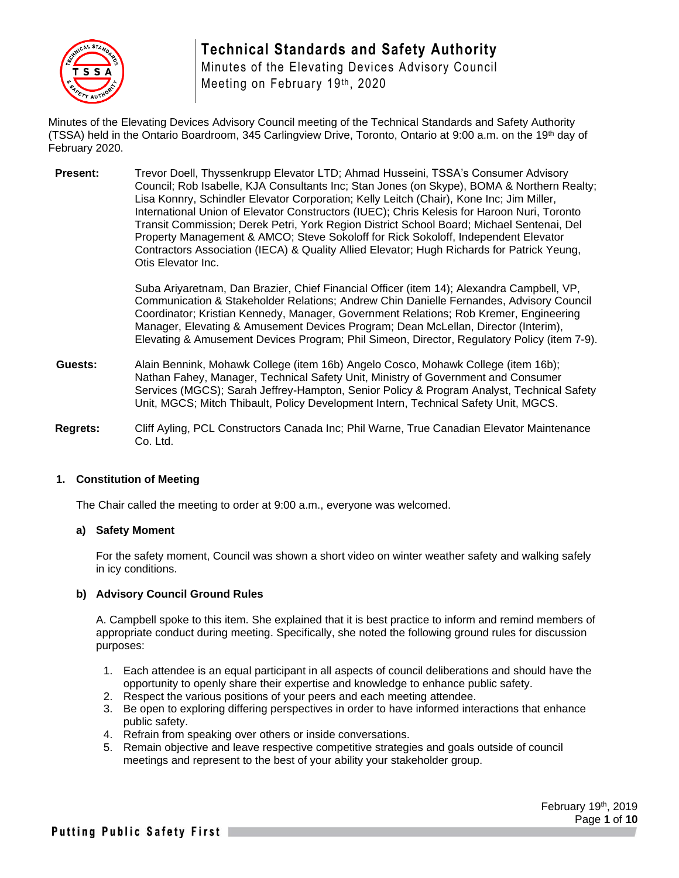# Technical Standards and Safety Authority

Minutes of the Elevating Devices Advisory Council
Meeting on February 19th, 2020

Minutes of the Elevating Devices Advisory Council meeting of the Technical Standards and Safety Authority (TSSA) held in the Ontario Boardroom, 345 Carlingview Drive, Toronto, Ontario at 9:00 a.m. on the 19th day of February 2020.

**Present:** Trevor Doell, Thyssenkrupp Elevator LTD; Ahmad Husseini, TSSA's Consumer Advisory Council; Rob Isabelle, KJA Consultants Inc; Stan Jones (on Skype), BOMA & Northern Realty; Lisa Konnry, Schindler Elevator Corporation; Kelly Leitch (Chair), Kone Inc; Jim Miller, International Union of Elevator Constructors (IUEC); Chris Kelesis for Haroon Nuri, Toronto Transit Commission; Derek Petri, York Region District School Board; Michael Sentenai, Del Property Management & AMCO; Steve Sokoloff for Rick Sokoloff, Independent Elevator Contractors Association (IECA) & Quality Allied Elevator; Hugh Richards for Patrick Yeung, Otis Elevator Inc.

Suba Ariyaretnam, Dan Brazier, Chief Financial Officer (item 14); Alexandra Campbell, VP, Communication & Stakeholder Relations; Andrew Chin Danielle Fernandes, Advisory Council Coordinator; Kristian Kennedy, Manager, Government Relations; Rob Kremer, Engineering Manager, Elevating & Amusement Devices Program; Dean McLellan, Director (Interim), Elevating & Amusement Devices Program; Phil Simeon, Director, Regulatory Policy (item 7-9).

**Guests:** Alain Bennink, Mohawk College (item 16b) Angelo Cosco, Mohawk College (item 16b); Nathan Fahey, Manager, Technical Safety Unit, Ministry of Government and Consumer Services (MGCS); Sarah Jeffrey-Hampton, Senior Policy & Program Analyst, Technical Safety Unit, MGCS; Mitch Thibault, Policy Development Intern, Technical Safety Unit, MGCS.

**Regrets:** Cliff Ayling, PCL Constructors Canada Inc; Phil Warne, True Canadian Elevator Maintenance Co. Ltd.

## 1. Constitution of Meeting

The Chair called the meeting to order at 9:00 a.m., everyone was welcomed.

### a) Safety Moment

For the safety moment, Council was shown a short video on winter weather safety and walking safely in icy conditions.

### b) Advisory Council Ground Rules

A. Campbell spoke to this item. She explained that it is best practice to inform and remind members of appropriate conduct during meeting. Specifically, she noted the following ground rules for discussion purposes:

1. Each attendee is an equal participant in all aspects of council deliberations and should have the opportunity to openly share their expertise and knowledge to enhance public safety.
2. Respect the various positions of your peers and each meeting attendee.
3. Be open to exploring differing perspectives in order to have informed interactions that enhance public safety.
4. Refrain from speaking over others or inside conversations.
5. Remain objective and leave respective competitive strategies and goals outside of council meetings and represent to the best of your ability your stakeholder group.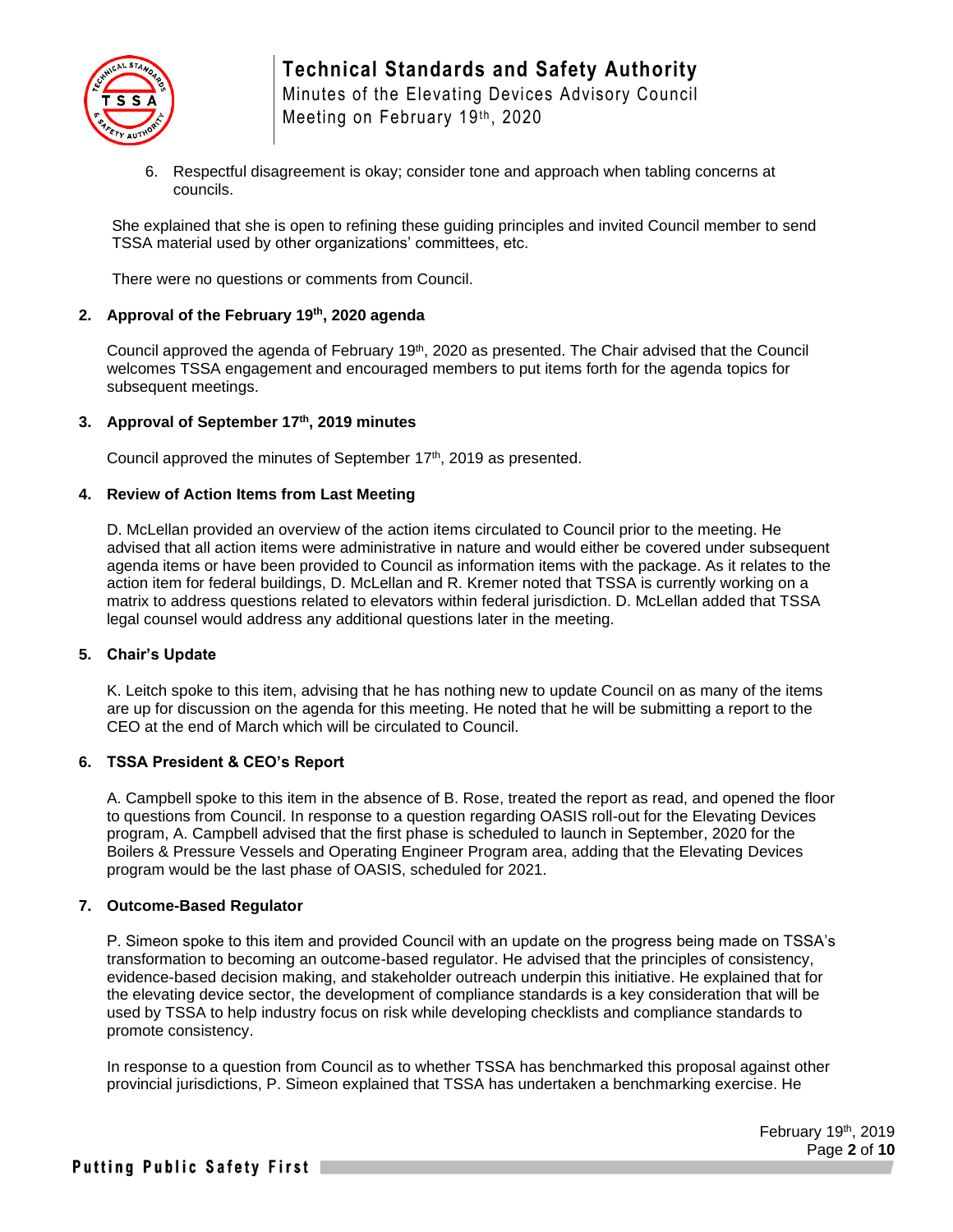6. Respectful disagreement is okay; consider tone and approach when tabling concerns at councils.

She explained that she is open to refining these guiding principles and invited Council member to send TSSA material used by other organizations' committees, etc.

There were no questions or comments from Council.

## 2. Approval of the February 19th, 2020 agenda

Council approved the agenda of February 19th, 2020 as presented. The Chair advised that the Council welcomes TSSA engagement and encouraged members to put items forth for the agenda topics for subsequent meetings.

## 3. Approval of September 17th, 2019 minutes

Council approved the minutes of September 17th, 2019 as presented.

## 4. Review of Action Items from Last Meeting

D. McLellan provided an overview of the action items circulated to Council prior to the meeting. He advised that all action items were administrative in nature and would either be covered under subsequent agenda items or have been provided to Council as information items with the package. As it relates to the action item for federal buildings, D. McLellan and R. Kremer noted that TSSA is currently working on a matrix to address questions related to elevators within federal jurisdiction. D. McLellan added that TSSA legal counsel would address any additional questions later in the meeting.

## 5. Chair's Update

K. Leitch spoke to this item, advising that he has nothing new to update Council on as many of the items are up for discussion on the agenda for this meeting. He noted that he will be submitting a report to the CEO at the end of March which will be circulated to Council.

## 6. TSSA President & CEO's Report

A. Campbell spoke to this item in the absence of B. Rose, treated the report as read, and opened the floor to questions from Council. In response to a question regarding OASIS roll-out for the Elevating Devices program, A. Campbell advised that the first phase is scheduled to launch in September, 2020 for the Boilers & Pressure Vessels and Operating Engineer Program area, adding that the Elevating Devices program would be the last phase of OASIS, scheduled for 2021.

## 7. Outcome-Based Regulator

P. Simeon spoke to this item and provided Council with an update on the progress being made on TSSA's transformation to becoming an outcome-based regulator. He advised that the principles of consistency, evidence-based decision making, and stakeholder outreach underpin this initiative. He explained that for the elevating device sector, the development of compliance standards is a key consideration that will be used by TSSA to help industry focus on risk while developing checklists and compliance standards to promote consistency.

In response to a question from Council as to whether TSSA has benchmarked this proposal against other provincial jurisdictions, P. Simeon explained that TSSA has undertaken a benchmarking exercise. He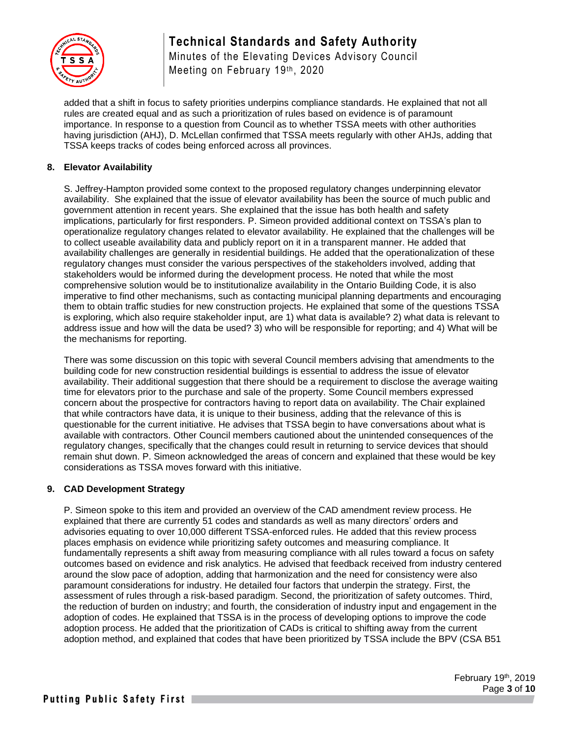added that a shift in focus to safety priorities underpins compliance standards. He explained that not all rules are created equal and as such a prioritization of rules based on evidence is of paramount importance. In response to a question from Council as to whether TSSA meets with other authorities having jurisdiction (AHJ), D. McLellan confirmed that TSSA meets regularly with other AHJs, adding that TSSA keeps tracks of codes being enforced across all provinces.

## 8. Elevator Availability

S. Jeffrey-Hampton provided some context to the proposed regulatory changes underpinning elevator availability. She explained that the issue of elevator availability has been the source of much public and government attention in recent years. She explained that the issue has both health and safety implications, particularly for first responders. P. Simeon provided additional context on TSSA's plan to operationalize regulatory changes related to elevator availability. He explained that the challenges will be to collect useable availability data and publicly report on it in a transparent manner. He added that availability challenges are generally in residential buildings. He added that the operationalization of these regulatory changes must consider the various perspectives of the stakeholders involved, adding that stakeholders would be informed during the development process. He noted that while the most comprehensive solution would be to institutionalize availability in the Ontario Building Code, it is also imperative to find other mechanisms, such as contacting municipal planning departments and encouraging them to obtain traffic studies for new construction projects. He explained that some of the questions TSSA is exploring, which also require stakeholder input, are 1) what data is available? 2) what data is relevant to address issue and how will the data be used? 3) who will be responsible for reporting; and 4) What will be the mechanisms for reporting.

There was some discussion on this topic with several Council members advising that amendments to the building code for new construction residential buildings is essential to address the issue of elevator availability. Their additional suggestion that there should be a requirement to disclose the average waiting time for elevators prior to the purchase and sale of the property. Some Council members expressed concern about the prospective for contractors having to report data on availability. The Chair explained that while contractors have data, it is unique to their business, adding that the relevance of this is questionable for the current initiative. He advises that TSSA begin to have conversations about what is available with contractors. Other Council members cautioned about the unintended consequences of the regulatory changes, specifically that the changes could result in returning to service devices that should remain shut down. P. Simeon acknowledged the areas of concern and explained that these would be key considerations as TSSA moves forward with this initiative.

## 9. CAD Development Strategy

P. Simeon spoke to this item and provided an overview of the CAD amendment review process. He explained that there are currently 51 codes and standards as well as many directors' orders and advisories equating to over 10,000 different TSSA-enforced rules. He added that this review process places emphasis on evidence while prioritizing safety outcomes and measuring compliance. It fundamentally represents a shift away from measuring compliance with all rules toward a focus on safety outcomes based on evidence and risk analytics. He advised that feedback received from industry centered around the slow pace of adoption, adding that harmonization and the need for consistency were also paramount considerations for industry. He detailed four factors that underpin the strategy. First, the assessment of rules through a risk-based paradigm. Second, the prioritization of safety outcomes. Third, the reduction of burden on industry; and fourth, the consideration of industry input and engagement in the adoption of codes. He explained that TSSA is in the process of developing options to improve the code adoption process. He added that the prioritization of CADs is critical to shifting away from the current adoption method, and explained that codes that have been prioritized by TSSA include the BPV (CSA B51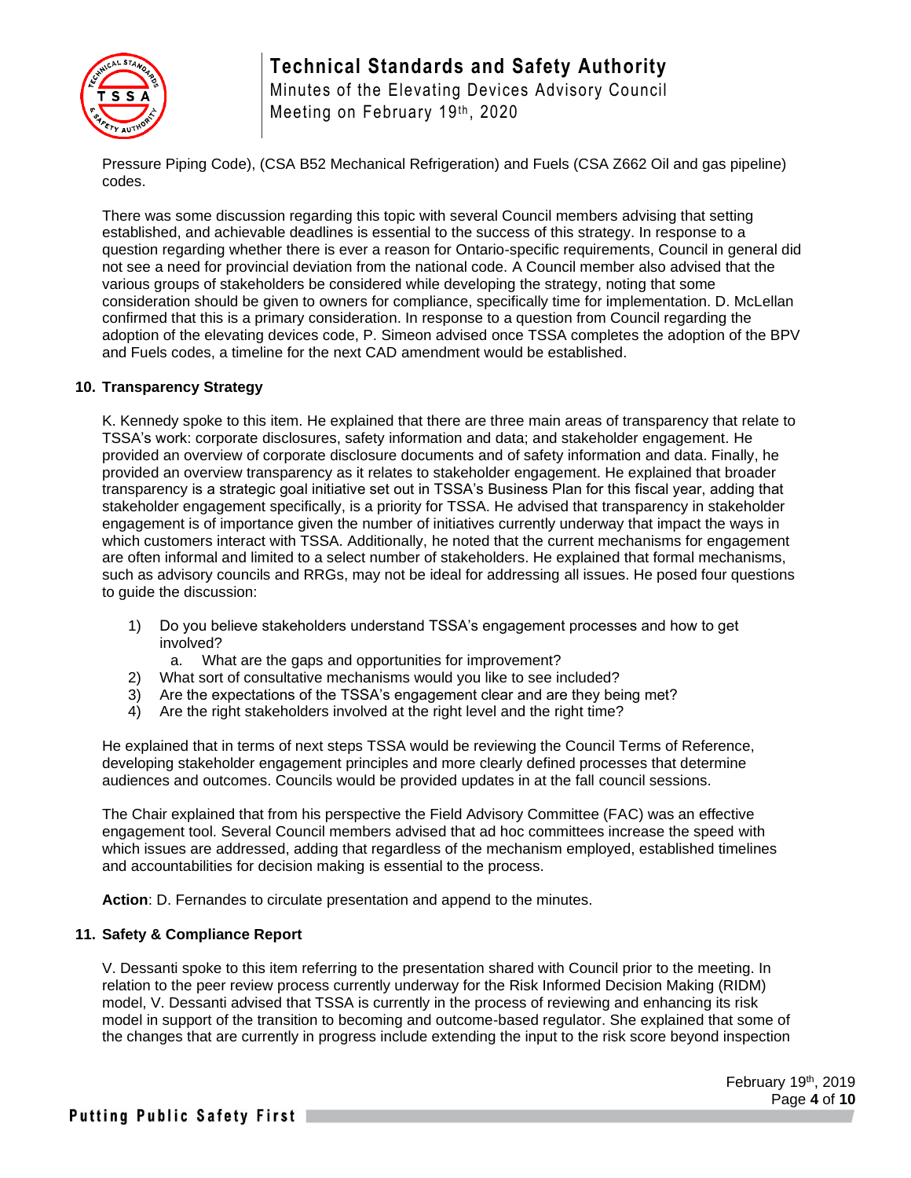Pressure Piping Code), (CSA B52 Mechanical Refrigeration) and Fuels (CSA Z662 Oil and gas pipeline) codes.

There was some discussion regarding this topic with several Council members advising that setting established, and achievable deadlines is essential to the success of this strategy. In response to a question regarding whether there is ever a reason for Ontario-specific requirements, Council in general did not see a need for provincial deviation from the national code. A Council member also advised that the various groups of stakeholders be considered while developing the strategy, noting that some consideration should be given to owners for compliance, specifically time for implementation. D. McLellan confirmed that this is a primary consideration. In response to a question from Council regarding the adoption of the elevating devices code, P. Simeon advised once TSSA completes the adoption of the BPV and Fuels codes, a timeline for the next CAD amendment would be established.

### 10. Transparency Strategy

K. Kennedy spoke to this item. He explained that there are three main areas of transparency that relate to TSSA's work: corporate disclosures, safety information and data; and stakeholder engagement. He provided an overview of corporate disclosure documents and of safety information and data. Finally, he provided an overview transparency as it relates to stakeholder engagement. He explained that broader transparency is a strategic goal initiative set out in TSSA's Business Plan for this fiscal year, adding that stakeholder engagement specifically, is a priority for TSSA. He advised that transparency in stakeholder engagement is of importance given the number of initiatives currently underway that impact the ways in which customers interact with TSSA. Additionally, he noted that the current mechanisms for engagement are often informal and limited to a select number of stakeholders. He explained that formal mechanisms, such as advisory councils and RRGs, may not be ideal for addressing all issues. He posed four questions to guide the discussion:

1) Do you believe stakeholders understand TSSA's engagement processes and how to get involved?
   a. What are the gaps and opportunities for improvement?
2) What sort of consultative mechanisms would you like to see included?
3) Are the expectations of the TSSA's engagement clear and are they being met?
4) Are the right stakeholders involved at the right level and the right time?

He explained that in terms of next steps TSSA would be reviewing the Council Terms of Reference, developing stakeholder engagement principles and more clearly defined processes that determine audiences and outcomes. Councils would be provided updates in at the fall council sessions.

The Chair explained that from his perspective the Field Advisory Committee (FAC) was an effective engagement tool. Several Council members advised that ad hoc committees increase the speed with which issues are addressed, adding that regardless of the mechanism employed, established timelines and accountabilities for decision making is essential to the process.

**Action**: D. Fernandes to circulate presentation and append to the minutes.

### 11. Safety & Compliance Report

V. Dessanti spoke to this item referring to the presentation shared with Council prior to the meeting. In relation to the peer review process currently underway for the Risk Informed Decision Making (RIDM) model, V. Dessanti advised that TSSA is currently in the process of reviewing and enhancing its risk model in support of the transition to becoming and outcome-based regulator. She explained that some of the changes that are currently in progress include extending the input to the risk score beyond inspection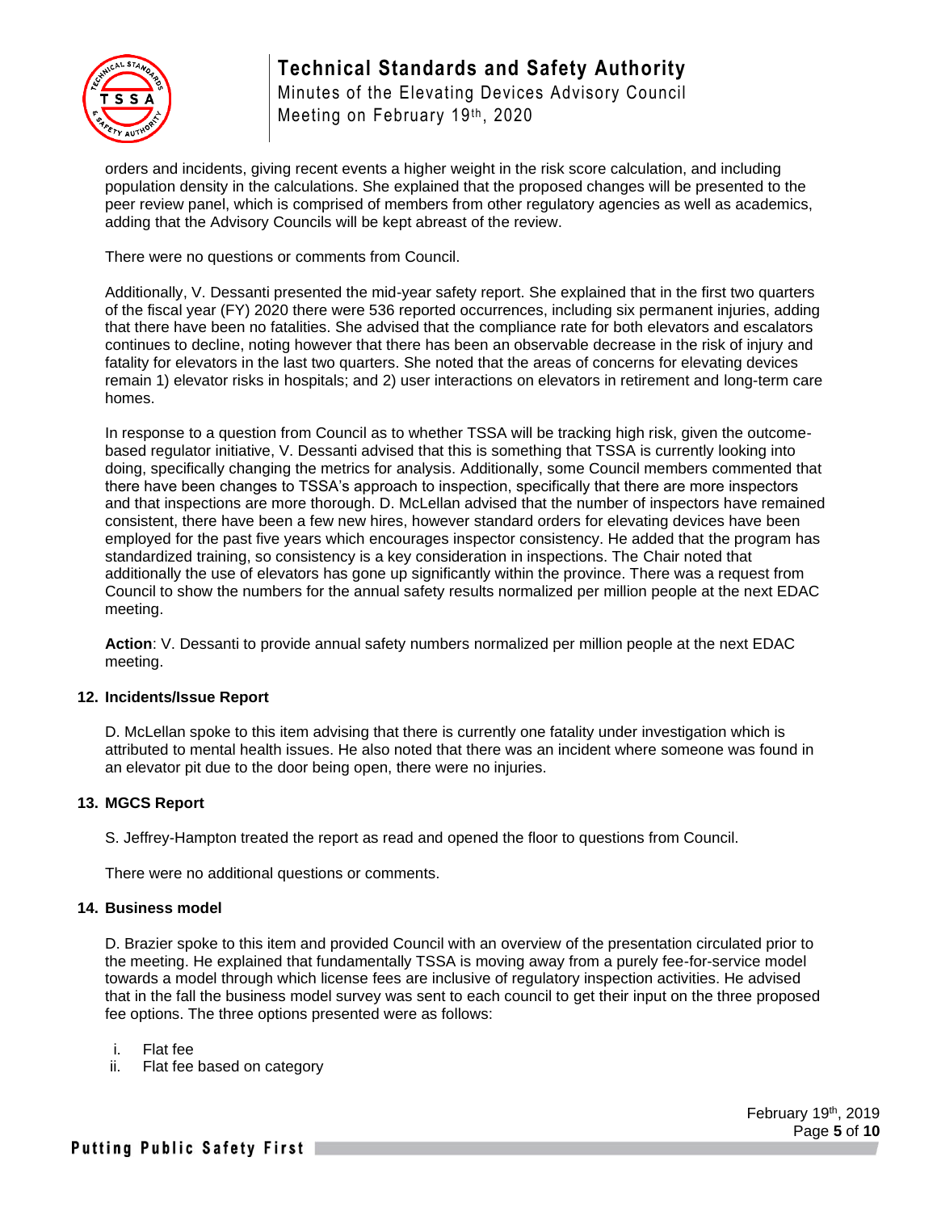orders and incidents, giving recent events a higher weight in the risk score calculation, and including population density in the calculations. She explained that the proposed changes will be presented to the peer review panel, which is comprised of members from other regulatory agencies as well as academics, adding that the Advisory Councils will be kept abreast of the review.

There were no questions or comments from Council.

Additionally, V. Dessanti presented the mid-year safety report. She explained that in the first two quarters of the fiscal year (FY) 2020 there were 536 reported occurrences, including six permanent injuries, adding that there have been no fatalities. She advised that the compliance rate for both elevators and escalators continues to decline, noting however that there has been an observable decrease in the risk of injury and fatality for elevators in the last two quarters. She noted that the areas of concerns for elevating devices remain 1) elevator risks in hospitals; and 2) user interactions on elevators in retirement and long-term care homes.

In response to a question from Council as to whether TSSA will be tracking high risk, given the outcome-based regulator initiative, V. Dessanti advised that this is something that TSSA is currently looking into doing, specifically changing the metrics for analysis. Additionally, some Council members commented that there have been changes to TSSA's approach to inspection, specifically that there are more inspectors and that inspections are more thorough. D. McLellan advised that the number of inspectors have remained consistent, there have been a few new hires, however standard orders for elevating devices have been employed for the past five years which encourages inspector consistency. He added that the program has standardized training, so consistency is a key consideration in inspections. The Chair noted that additionally the use of elevators has gone up significantly within the province. There was a request from Council to show the numbers for the annual safety results normalized per million people at the next EDAC meeting.

**Action**: V. Dessanti to provide annual safety numbers normalized per million people at the next EDAC meeting.

**12. Incidents/Issue Report**

D. McLellan spoke to this item advising that there is currently one fatality under investigation which is attributed to mental health issues. He also noted that there was an incident where someone was found in an elevator pit due to the door being open, there were no injuries.

**13. MGCS Report**

S. Jeffrey-Hampton treated the report as read and opened the floor to questions from Council.

There were no additional questions or comments.

**14. Business model**

D. Brazier spoke to this item and provided Council with an overview of the presentation circulated prior to the meeting. He explained that fundamentally TSSA is moving away from a purely fee-for-service model towards a model through which license fees are inclusive of regulatory inspection activities. He advised that in the fall the business model survey was sent to each council to get their input on the three proposed fee options. The three options presented were as follows:

i. Flat fee
ii. Flat fee based on category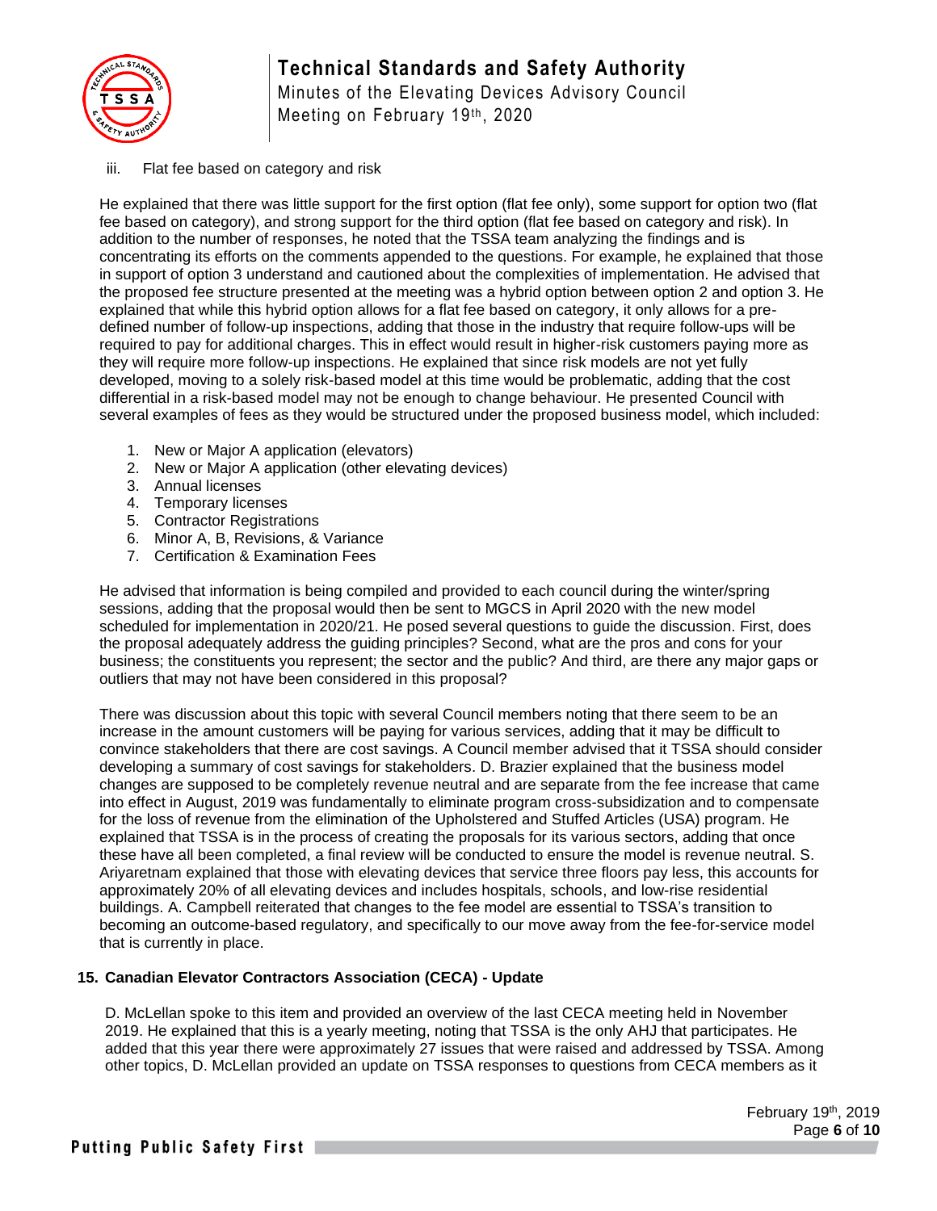iii. Flat fee based on category and risk

He explained that there was little support for the first option (flat fee only), some support for option two (flat fee based on category), and strong support for the third option (flat fee based on category and risk). In addition to the number of responses, he noted that the TSSA team analyzing the findings and is concentrating its efforts on the comments appended to the questions. For example, he explained that those in support of option 3 understand and cautioned about the complexities of implementation. He advised that the proposed fee structure presented at the meeting was a hybrid option between option 2 and option 3. He explained that while this hybrid option allows for a flat fee based on category, it only allows for a pre-defined number of follow-up inspections, adding that those in the industry that require follow-ups will be required to pay for additional charges. This in effect would result in higher-risk customers paying more as they will require more follow-up inspections. He explained that since risk models are not yet fully developed, moving to a solely risk-based model at this time would be problematic, adding that the cost differential in a risk-based model may not be enough to change behaviour. He presented Council with several examples of fees as they would be structured under the proposed business model, which included:

1. New or Major A application (elevators)
2. New or Major A application (other elevating devices)
3. Annual licenses
4. Temporary licenses
5. Contractor Registrations
6. Minor A, B, Revisions, & Variance
7. Certification & Examination Fees

He advised that information is being compiled and provided to each council during the winter/spring sessions, adding that the proposal would then be sent to MGCS in April 2020 with the new model scheduled for implementation in 2020/21. He posed several questions to guide the discussion. First, does the proposal adequately address the guiding principles? Second, what are the pros and cons for your business; the constituents you represent; the sector and the public? And third, are there any major gaps or outliers that may not have been considered in this proposal?

There was discussion about this topic with several Council members noting that there seem to be an increase in the amount customers will be paying for various services, adding that it may be difficult to convince stakeholders that there are cost savings. A Council member advised that it TSSA should consider developing a summary of cost savings for stakeholders. D. Brazier explained that the business model changes are supposed to be completely revenue neutral and are separate from the fee increase that came into effect in August, 2019 was fundamentally to eliminate program cross-subsidization and to compensate for the loss of revenue from the elimination of the Upholstered and Stuffed Articles (USA) program. He explained that TSSA is in the process of creating the proposals for its various sectors, adding that once these have all been completed, a final review will be conducted to ensure the model is revenue neutral. S. Ariyaretnam explained that those with elevating devices that service three floors pay less, this accounts for approximately 20% of all elevating devices and includes hospitals, schools, and low-rise residential buildings. A. Campbell reiterated that changes to the fee model are essential to TSSA's transition to becoming an outcome-based regulatory, and specifically to our move away from the fee-for-service model that is currently in place.

## 15. Canadian Elevator Contractors Association (CECA) - Update

D. McLellan spoke to this item and provided an overview of the last CECA meeting held in November 2019. He explained that this is a yearly meeting, noting that TSSA is the only AHJ that participates. He added that this year there were approximately 27 issues that were raised and addressed by TSSA. Among other topics, D. McLellan provided an update on TSSA responses to questions from CECA members as it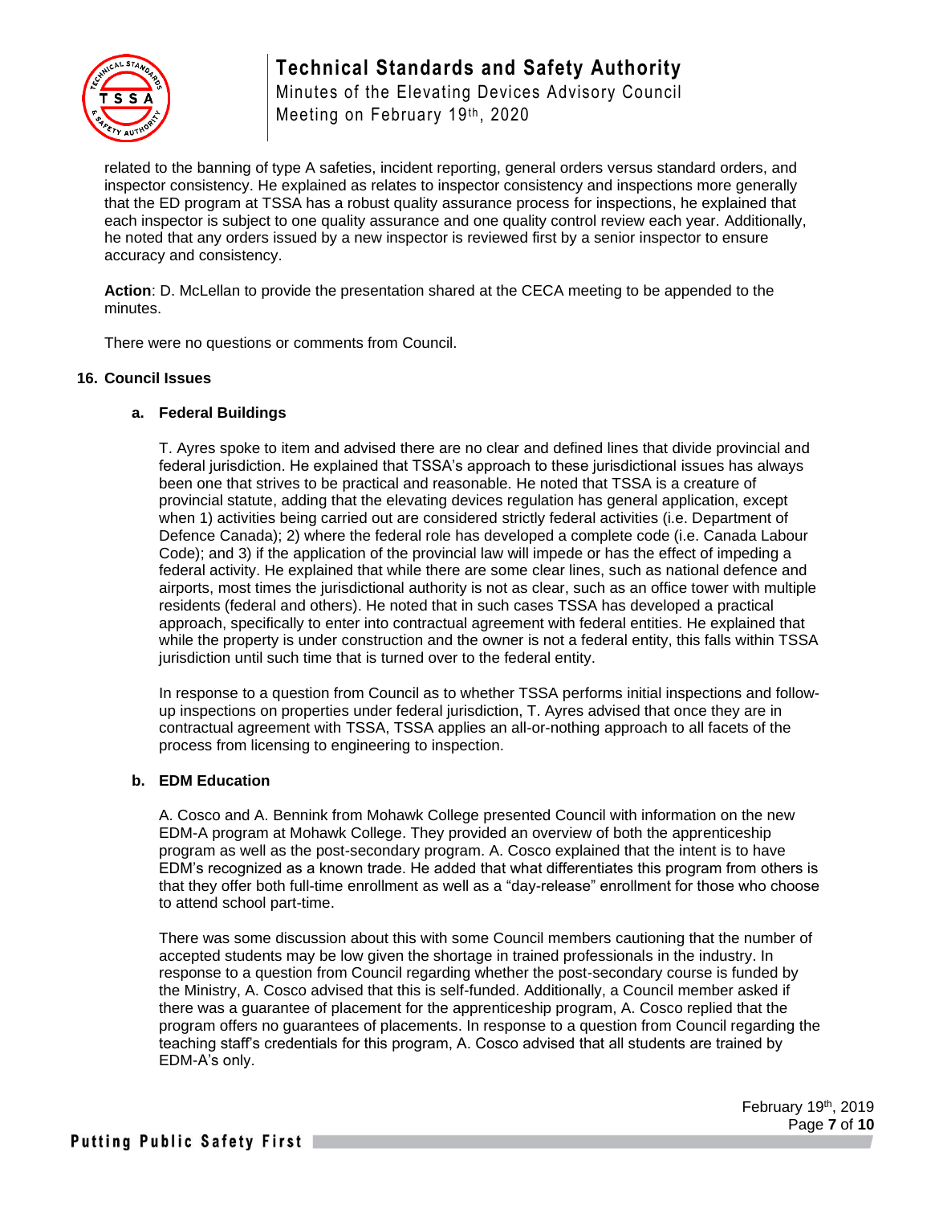related to the banning of type A safeties, incident reporting, general orders versus standard orders, and inspector consistency. He explained as relates to inspector consistency and inspections more generally that the ED program at TSSA has a robust quality assurance process for inspections, he explained that each inspector is subject to one quality assurance and one quality control review each year. Additionally, he noted that any orders issued by a new inspector is reviewed first by a senior inspector to ensure accuracy and consistency.

**Action**: D. McLellan to provide the presentation shared at the CECA meeting to be appended to the minutes.

There were no questions or comments from Council.

## 16. Council Issues

### a. Federal Buildings

T. Ayres spoke to item and advised there are no clear and defined lines that divide provincial and federal jurisdiction. He explained that TSSA's approach to these jurisdictional issues has always been one that strives to be practical and reasonable. He noted that TSSA is a creature of provincial statute, adding that the elevating devices regulation has general application, except when 1) activities being carried out are considered strictly federal activities (i.e. Department of Defence Canada); 2) where the federal role has developed a complete code (i.e. Canada Labour Code); and 3) if the application of the provincial law will impede or has the effect of impeding a federal activity. He explained that while there are some clear lines, such as national defence and airports, most times the jurisdictional authority is not as clear, such as an office tower with multiple residents (federal and others). He noted that in such cases TSSA has developed a practical approach, specifically to enter into contractual agreement with federal entities. He explained that while the property is under construction and the owner is not a federal entity, this falls within TSSA jurisdiction until such time that is turned over to the federal entity.

In response to a question from Council as to whether TSSA performs initial inspections and follow-up inspections on properties under federal jurisdiction, T. Ayres advised that once they are in contractual agreement with TSSA, TSSA applies an all-or-nothing approach to all facets of the process from licensing to engineering to inspection.

### b. EDM Education

A. Cosco and A. Bennink from Mohawk College presented Council with information on the new EDM-A program at Mohawk College. They provided an overview of both the apprenticeship program as well as the post-secondary program. A. Cosco explained that the intent is to have EDM's recognized as a known trade. He added that what differentiates this program from others is that they offer both full-time enrollment as well as a "day-release" enrollment for those who choose to attend school part-time.

There was some discussion about this with some Council members cautioning that the number of accepted students may be low given the shortage in trained professionals in the industry. In response to a question from Council regarding whether the post-secondary course is funded by the Ministry, A. Cosco advised that this is self-funded. Additionally, a Council member asked if there was a guarantee of placement for the apprenticeship program, A. Cosco replied that the program offers no guarantees of placements. In response to a question from Council regarding the teaching staff's credentials for this program, A. Cosco advised that all students are trained by EDM-A's only.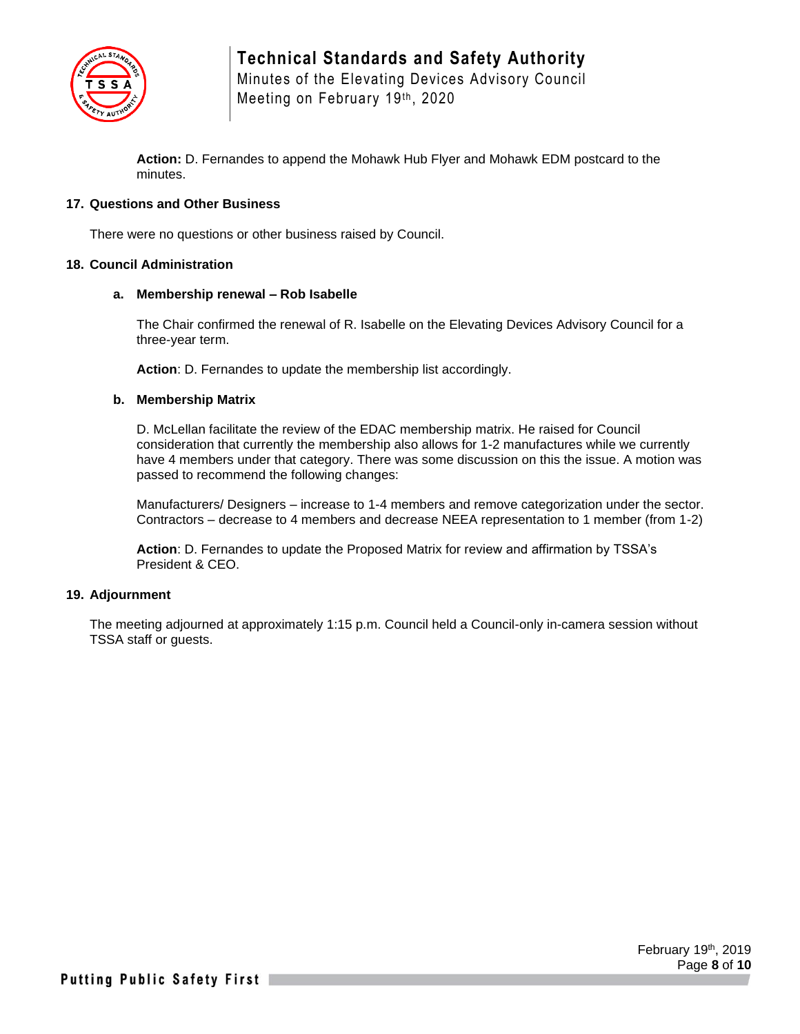**Action:** D. Fernandes to append the Mohawk Hub Flyer and Mohawk EDM postcard to the minutes.

## 17. Questions and Other Business

There were no questions or other business raised by Council.

## 18. Council Administration

### a. Membership renewal – Rob Isabelle

The Chair confirmed the renewal of R. Isabelle on the Elevating Devices Advisory Council for a three-year term.

**Action**: D. Fernandes to update the membership list accordingly.

### b. Membership Matrix

D. McLellan facilitate the review of the EDAC membership matrix. He raised for Council consideration that currently the membership also allows for 1-2 manufactures while we currently have 4 members under that category. There was some discussion on this the issue. A motion was passed to recommend the following changes:

Manufacturers/ Designers – increase to 1-4 members and remove categorization under the sector.
Contractors – decrease to 4 members and decrease NEEA representation to 1 member (from 1-2)

**Action**: D. Fernandes to update the Proposed Matrix for review and affirmation by TSSA's President & CEO.

## 19. Adjournment

The meeting adjourned at approximately 1:15 p.m. Council held a Council-only in-camera session without TSSA staff or guests.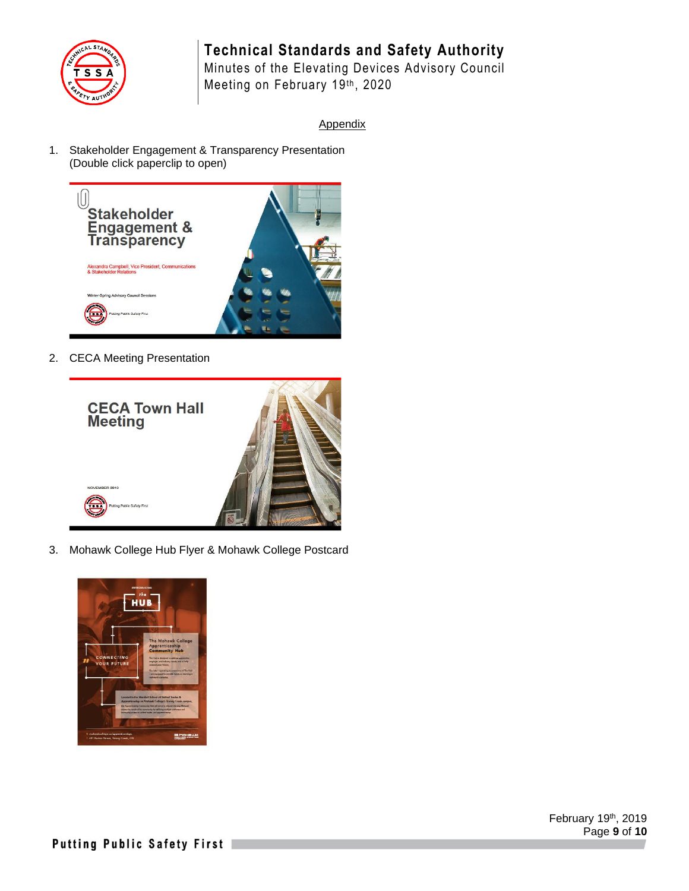Appendix

1. Stakeholder Engagement & Transparency Presentation (Double click paperclip to open)

2. CECA Meeting Presentation

3. Mohawk College Hub Flyer & Mohawk College Postcard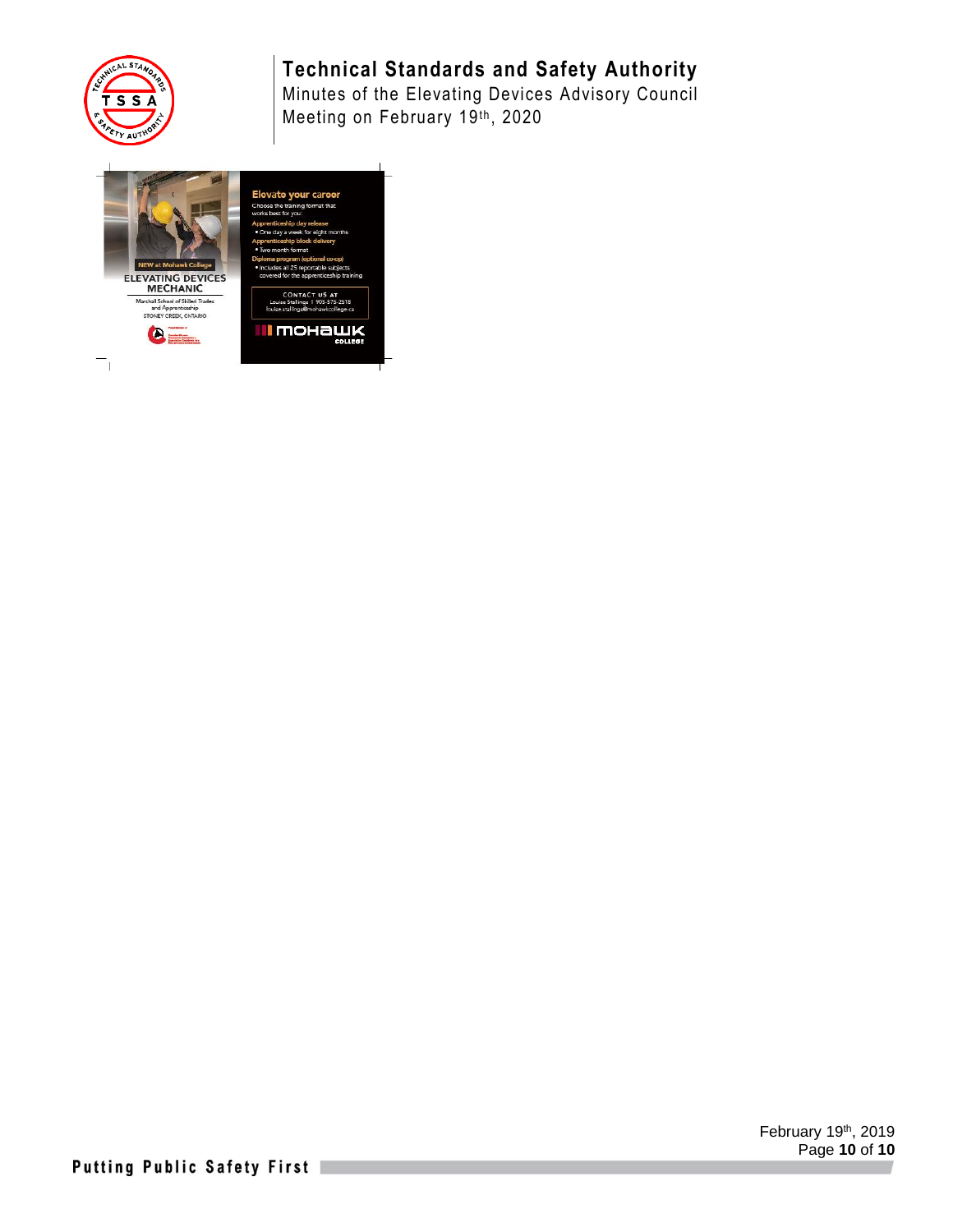NEW at Mohawk College

ELEVATING DEVICES MECHANIC

Marshall School of Skilled Trades and Apprenticeship
STONEY CREEK, ONTARIO

**Elevate your career**

Choose the training format that works best for you:

Apprenticeship day release
- One day a week for eight months

Apprenticeship block delivery
- Two month format

Diploma program (optional co-op)
- Includes all 25 reportable subjects covered for the apprenticeship training

CONTACT US AT
Louise Stallings | 905-575-2518
louise.stallings@mohawkcollege.ca

MOHAWK COLLEGE